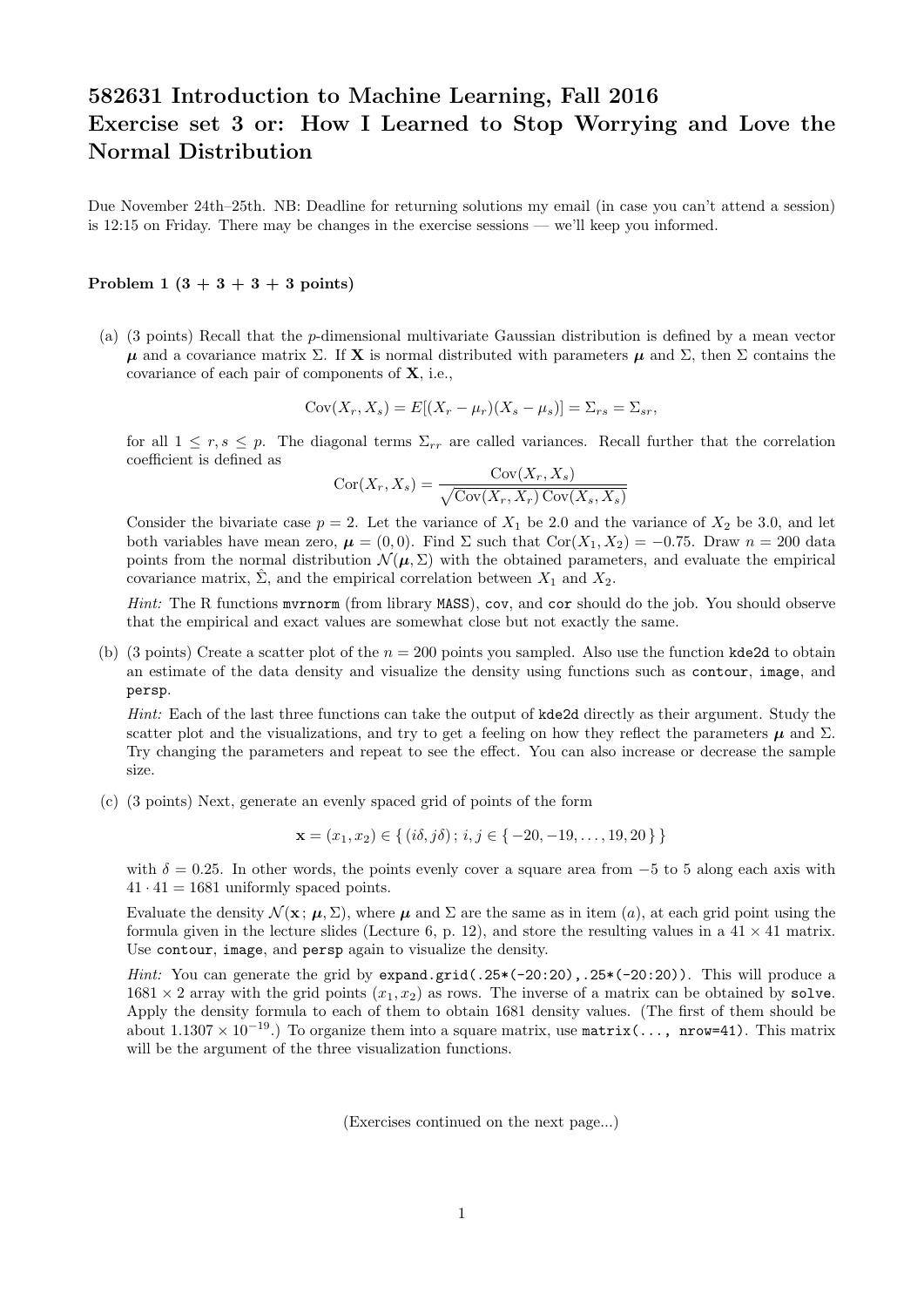# 582631 Introduction to Machine Learning, Fall 2016
# Exercise set 3 or: How I Learned to Stop Worrying and Love the Normal Distribution

Due November 24th–25th. NB: Deadline for returning solutions my email (in case you can't attend a session) is 12:15 on Friday. There may be changes in the exercise sessions — we'll keep you informed.

**Problem 1 (3 + 3 + 3 + 3 points)**

(a) (3 points) Recall that the $p$-dimensional multivariate Gaussian distribution is defined by a mean vector $\boldsymbol{\mu}$ and a covariance matrix $\Sigma$. If $\mathbf{X}$ is normal distributed with parameters $\boldsymbol{\mu}$ and $\Sigma$, then $\Sigma$ contains the covariance of each pair of components of $\mathbf{X}$, i.e.,

$$\mathrm{Cov}(X_r, X_s) = E[(X_r - \mu_r)(X_s - \mu_s)] = \Sigma_{rs} = \Sigma_{sr},$$

for all $1 \leq r, s \leq p$. The diagonal terms $\Sigma_{rr}$ are called variances. Recall further that the correlation coefficient is defined as

$$\mathrm{Cor}(X_r, X_s) = \frac{\mathrm{Cov}(X_r, X_s)}{\sqrt{\mathrm{Cov}(X_r, X_r)\,\mathrm{Cov}(X_s, X_s)}}$$

Consider the bivariate case $p = 2$. Let the variance of $X_1$ be 2.0 and the variance of $X_2$ be 3.0, and let both variables have mean zero, $\boldsymbol{\mu} = (0, 0)$. Find $\Sigma$ such that $\mathrm{Cor}(X_1, X_2) = -0.75$. Draw $n = 200$ data points from the normal distribution $\mathcal{N}(\boldsymbol{\mu}, \Sigma)$ with the obtained parameters, and evaluate the empirical covariance matrix, $\hat{\Sigma}$, and the empirical correlation between $X_1$ and $X_2$.

*Hint:* The R functions `mvrnorm` (from library `MASS`), `cov`, and `cor` should do the job. You should observe that the empirical and exact values are somewhat close but not exactly the same.

(b) (3 points) Create a scatter plot of the $n = 200$ points you sampled. Also use the function `kde2d` to obtain an estimate of the data density and visualize the density using functions such as `contour`, `image`, and `persp`.

*Hint:* Each of the last three functions can take the output of `kde2d` directly as their argument. Study the scatter plot and the visualizations, and try to get a feeling on how they reflect the parameters $\boldsymbol{\mu}$ and $\Sigma$. Try changing the parameters and repeat to see the effect. You can also increase or decrease the sample size.

(c) (3 points) Next, generate an evenly spaced grid of points of the form

$$\mathbf{x} = (x_1, x_2) \in \{\, (i\delta, j\delta) \,;\, i, j \in \{\, -20, -19, \ldots, 19, 20 \,\}\,\}$$

with $\delta = 0.25$. In other words, the points evenly cover a square area from $-5$ to $5$ along each axis with $41 \cdot 41 = 1681$ uniformly spaced points.

Evaluate the density $\mathcal{N}(\mathbf{x}\,;\, \boldsymbol{\mu}, \Sigma)$, where $\boldsymbol{\mu}$ and $\Sigma$ are the same as in item (*a*), at each grid point using the formula given in the lecture slides (Lecture 6, p. 12), and store the resulting values in a $41 \times 41$ matrix. Use `contour`, `image`, and `persp` again to visualize the density.

*Hint:* You can generate the grid by `expand.grid(.25*(-20:20),.25*(-20:20))`. This will produce a $1681 \times 2$ array with the grid points $(x_1, x_2)$ as rows. The inverse of a matrix can be obtained by `solve`. Apply the density formula to each of them to obtain 1681 density values. (The first of them should be about $1.1307 \times 10^{-19}$.) To organize them into a square matrix, use `matrix(..., nrow=41)`. This matrix will be the argument of the three visualization functions.

(Exercises continued on the next page...)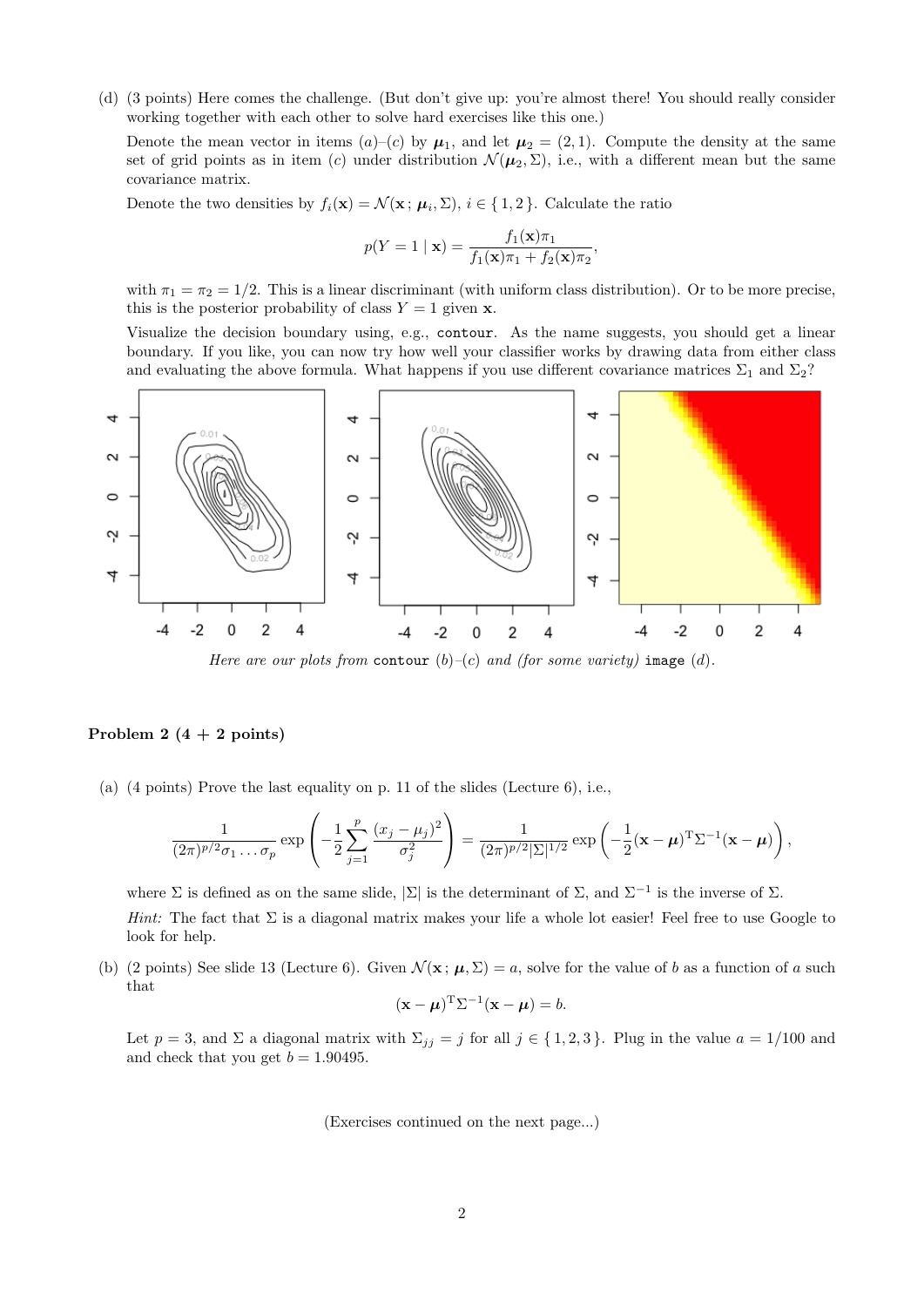(d) (3 points) Here comes the challenge. (But don't give up: you're almost there! You should really consider working together with each other to solve hard exercises like this one.)

Denote the mean vector in items (a)–(c) by $\boldsymbol{\mu}_1$, and let $\boldsymbol{\mu}_2 = (2, 1)$. Compute the density at the same set of grid points as in item (c) under distribution $\mathcal{N}(\boldsymbol{\mu}_2, \Sigma)$, i.e., with a different mean but the same covariance matrix.

Denote the two densities by $f_i(\mathbf{x}) = \mathcal{N}(\mathbf{x}\,;\, \boldsymbol{\mu}_i, \Sigma)$, $i \in \{1, 2\}$. Calculate the ratio

$$p(Y = 1 \mid \mathbf{x}) = \frac{f_1(\mathbf{x})\pi_1}{f_1(\mathbf{x})\pi_1 + f_2(\mathbf{x})\pi_2},$$

with $\pi_1 = \pi_2 = 1/2$. This is a linear discriminant (with uniform class distribution). Or to be more precise, this is the posterior probability of class $Y = 1$ given $\mathbf{x}$.

Visualize the decision boundary using, e.g., `contour`. As the name suggests, you should get a linear boundary. If you like, you can now try how well your classifier works by drawing data from either class and evaluating the above formula. What happens if you use different covariance matrices $\Sigma_1$ and $\Sigma_2$?

*Here are our plots from* `contour` *(b)–(c) and (for some variety)* `image` *(d).*

**Problem 2 (4 + 2 points)**

(a) (4 points) Prove the last equality on p. 11 of the slides (Lecture 6), i.e.,

$$\frac{1}{(2\pi)^{p/2}\sigma_1 \ldots \sigma_p} \exp\left(-\frac{1}{2}\sum_{j=1}^{p}\frac{(x_j - \mu_j)^2}{\sigma_j^2}\right) = \frac{1}{(2\pi)^{p/2}|\Sigma|^{1/2}} \exp\left(-\frac{1}{2}(\mathbf{x} - \boldsymbol{\mu})^{\mathrm{T}}\Sigma^{-1}(\mathbf{x} - \boldsymbol{\mu})\right),$$

where $\Sigma$ is defined as on the same slide, $|\Sigma|$ is the determinant of $\Sigma$, and $\Sigma^{-1}$ is the inverse of $\Sigma$.

*Hint:* The fact that $\Sigma$ is a diagonal matrix makes your life a whole lot easier! Feel free to use Google to look for help.

(b) (2 points) See slide 13 (Lecture 6). Given $\mathcal{N}(\mathbf{x}\,;\, \boldsymbol{\mu}, \Sigma) = a$, solve for the value of $b$ as a function of $a$ such that

$$(\mathbf{x} - \boldsymbol{\mu})^{\mathrm{T}}\Sigma^{-1}(\mathbf{x} - \boldsymbol{\mu}) = b.$$

Let $p = 3$, and $\Sigma$ a diagonal matrix with $\Sigma_{jj} = j$ for all $j \in \{1, 2, 3\}$. Plug in the value $a = 1/100$ and and check that you get $b = 1.90495$.

(Exercises continued on the next page...)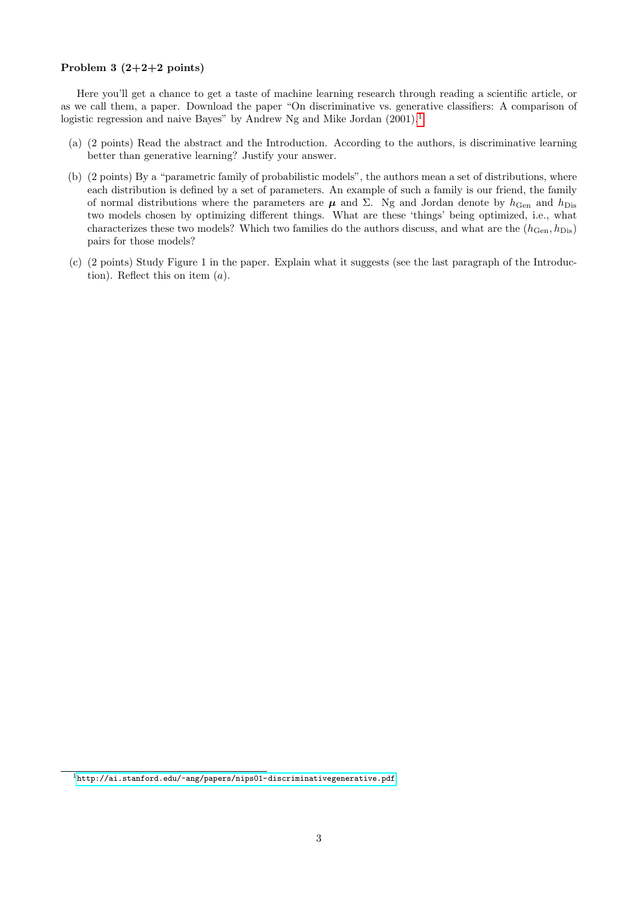**Problem 3 (2+2+2 points)**

Here you'll get a chance to get a taste of machine learning research through reading a scientific article, or as we call them, a paper. Download the paper "On discriminative vs. generative classifiers: A comparison of logistic regression and naive Bayes" by Andrew Ng and Mike Jordan (2001).[1]

(a) (2 points) Read the abstract and the Introduction. According to the authors, is discriminative learning better than generative learning? Justify your answer.

(b) (2 points) By a "parametric family of probabilistic models", the authors mean a set of distributions, where each distribution is defined by a set of parameters. An example of such a family is our friend, the family of normal distributions where the parameters are $\boldsymbol{\mu}$ and $\Sigma$. Ng and Jordan denote by $h_{\text{Gen}}$ and $h_{\text{Dis}}$ two models chosen by optimizing different things. What are these 'things' being optimized, i.e., what characterizes these two models? Which two families do the authors discuss, and what are the $(h_{\text{Gen}}, h_{\text{Dis}})$ pairs for those models?

(c) (2 points) Study Figure 1 in the paper. Explain what it suggests (see the last paragraph of the Introduction). Reflect this on item $(a)$.

[1] http://ai.stanford.edu/~ang/papers/nips01-discriminativegenerative.pdf